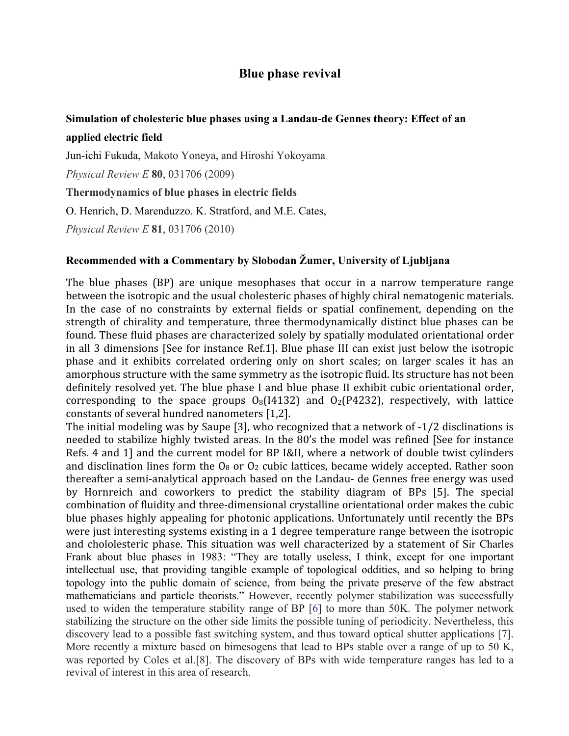# Blue phase revival

**Simulation of cholesteric blue phases using a Landau-de Gennes theory: Effect of an applied electric field**

Jun-ichi Fukuda, Makoto Yoneya, and Hiroshi Yokoyama

*Physical Review E* **80**, 031706 (2009)

**Thermodynamics of blue phases in electric fields**

O. Henrich, D. Marenduzzo. K. Stratford, and M.E. Cates,

*Physical Review E* **81**, 031706 (2010)

**Recommended with a Commentary by Slobodan Žumer, University of Ljubljana**

The blue phases (BP) are unique mesophases that occur in a narrow temperature range between the isotropic and the usual cholesteric phases of highly chiral nematogenic materials. In the case of no constraints by external fields or spatial confinement, depending on the strength of chirality and temperature, three thermodynamically distinct blue phases can be found. These fluid phases are characterized solely by spatially modulated orientational order in all 3 dimensions [See for instance Ref.1]. Blue phase III can exist just below the isotropic phase and it exhibits correlated ordering only on short scales; on larger scales it has an amorphous structure with the same symmetry as the isotropic fluid. Its structure has not been definitely resolved yet. The blue phase I and blue phase II exhibit cubic orientational order, corresponding to the space groups $O_8$(I4132) and $O_2$(P4232), respectively, with lattice constants of several hundred nanometers [1,2].

The initial modeling was by Saupe [3], who recognized that a network of -1/2 disclinations is needed to stabilize highly twisted areas. In the 80's the model was refined [See for instance Refs. 4 and 1] and the current model for BP I&II, where a network of double twist cylinders and disclination lines form the $O_8$ or $O_2$ cubic lattices, became widely accepted. Rather soon thereafter a semi-analytical approach based on the Landau- de Gennes free energy was used by Hornreich and coworkers to predict the stability diagram of BPs [5]. The special combination of fluidity and three-dimensional crystalline orientational order makes the cubic blue phases highly appealing for photonic applications. Unfortunately until recently the BPs were just interesting systems existing in a 1 degree temperature range between the isotropic and chololesteric phase. This situation was well characterized by a statement of Sir Charles Frank about blue phases in 1983: "They are totally useless, I think, except for one important intellectual use, that providing tangible example of topological oddities, and so helping to bring topology into the public domain of science, from being the private preserve of the few abstract mathematicians and particle theorists." However, recently polymer stabilization was successfully used to widen the temperature stability range of BP [6] to more than 50K. The polymer network stabilizing the structure on the other side limits the possible tuning of periodicity. Nevertheless, this discovery lead to a possible fast switching system, and thus toward optical shutter applications [7]. More recently a mixture based on bimesogens that lead to BPs stable over a range of up to 50 K, was reported by Coles et al.[8]. The discovery of BPs with wide temperature ranges has led to a revival of interest in this area of research.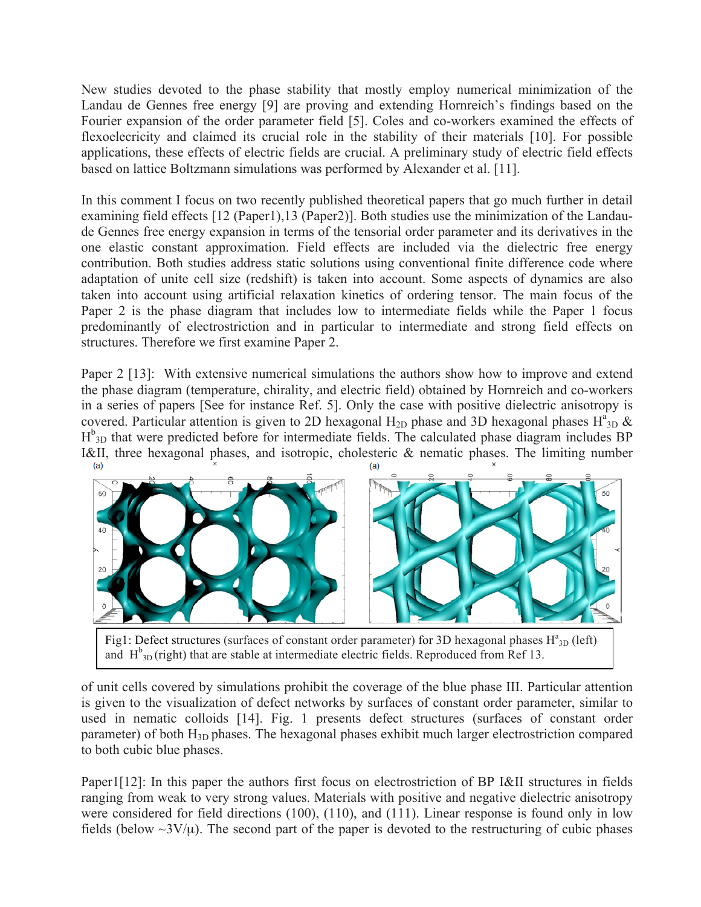New studies devoted to the phase stability that mostly employ numerical minimization of the Landau de Gennes free energy [9] are proving and extending Hornreich's findings based on the Fourier expansion of the order parameter field [5]. Coles and co-workers examined the effects of flexoelecricity and claimed its crucial role in the stability of their materials [10]. For possible applications, these effects of electric fields are crucial. A preliminary study of electric field effects based on lattice Boltzmann simulations was performed by Alexander et al. [11].

In this comment I focus on two recently published theoretical papers that go much further in detail examining field effects [12 (Paper1),13 (Paper2)]. Both studies use the minimization of the Landau-de Gennes free energy expansion in terms of the tensorial order parameter and its derivatives in the one elastic constant approximation. Field effects are included via the dielectric free energy contribution. Both studies address static solutions using conventional finite difference code where adaptation of unite cell size (redshift) is taken into account. Some aspects of dynamics are also taken into account using artificial relaxation kinetics of ordering tensor. The main focus of the Paper 2 is the phase diagram that includes low to intermediate fields while the Paper 1 focus predominantly of electrostriction and in particular to intermediate and strong field effects on structures. Therefore we first examine Paper 2.

Paper 2 [13]: With extensive numerical simulations the authors show how to improve and extend the phase diagram (temperature, chirality, and electric field) obtained by Hornreich and co-workers in a series of papers [See for instance Ref. 5]. Only the case with positive dielectric anisotropy is covered. Particular attention is given to 2D hexagonal $H_{2D}$ phase and 3D hexagonal phases $H^{a}_{3D}$ & $H^{b}_{3D}$ that were predicted before for intermediate fields. The calculated phase diagram includes BP I&II, three hexagonal phases, and isotropic, cholesteric & nematic phases. The limiting number of unit cells covered by simulations prohibit the coverage of the blue phase III. Particular attention is given to the visualization of defect networks by surfaces of constant order parameter, similar to used in nematic colloids [14]. Fig. 1 presents defect structures (surfaces of constant order parameter) of both $H_{3D}$ phases. The hexagonal phases exhibit much larger electrostriction compared to both cubic blue phases.

Fig1: Defect structures (surfaces of constant order parameter) for 3D hexagonal phases $H^{a}_{3D}$ (left) and $H^{b}_{3D}$ (right) that are stable at intermediate electric fields. Reproduced from Ref 13.

Paper1[12]: In this paper the authors first focus on electrostriction of BP I&II structures in fields ranging from weak to very strong values. Materials with positive and negative dielectric anisotropy were considered for field directions (100), (110), and (111). Linear response is found only in low fields (below ~3V/μ). The second part of the paper is devoted to the restructuring of cubic phases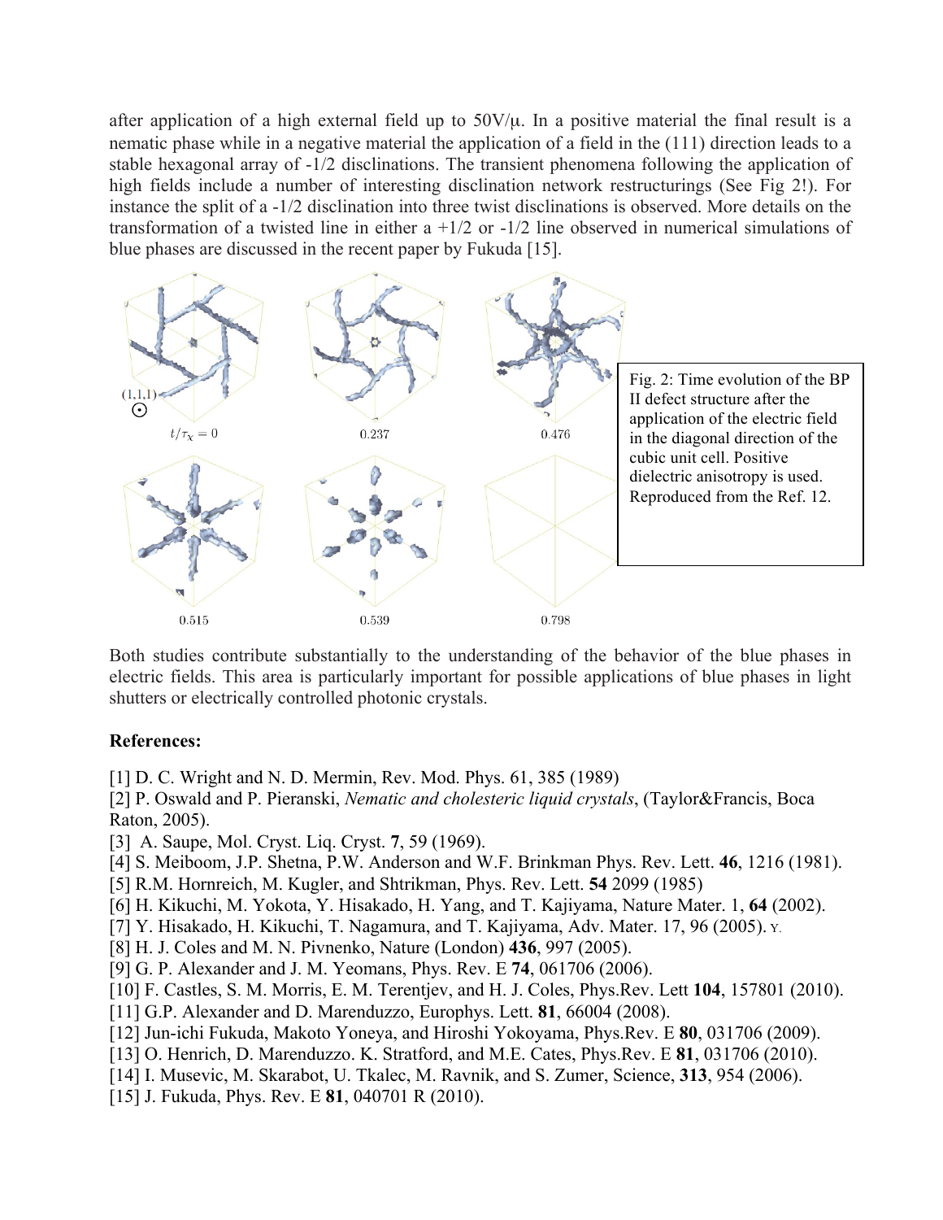after application of a high external field up to 50V/μ. In a positive material the final result is a nematic phase while in a negative material the application of a field in the (111) direction leads to a stable hexagonal array of -1/2 disclinations. The transient phenomena following the application of high fields include a number of interesting disclination network restructurings (See Fig 2!). For instance the split of a -1/2 disclination into three twist disclinations is observed. More details on the transformation of a twisted line in either a +1/2 or -1/2 line observed in numerical simulations of blue phases are discussed in the recent paper by Fukuda [15].

(1,1,1)

$t/\tau_X = 0$

0.237

0.476

0.515

0.539

0.798

Fig. 2: Time evolution of the BP II defect structure after the application of the electric field in the diagonal direction of the cubic unit cell. Positive dielectric anisotropy is used. Reproduced from the Ref. 12.

Both studies contribute substantially to the understanding of the behavior of the blue phases in electric fields. This area is particularly important for possible applications of blue phases in light shutters or electrically controlled photonic crystals.

**References:**

[1] D. C. Wright and N. D. Mermin, Rev. Mod. Phys. 61, 385 (1989)
[2] P. Oswald and P. Pieranski, *Nematic and cholesteric liquid crystals*, (Taylor&Francis, Boca Raton, 2005).
[3] A. Saupe, Mol. Cryst. Liq. Cryst. **7**, 59 (1969).
[4] S. Meiboom, J.P. Shetna, P.W. Anderson and W.F. Brinkman Phys. Rev. Lett. **46**, 1216 (1981).
[5] R.M. Hornreich, M. Kugler, and Shtrikman, Phys. Rev. Lett. **54** 2099 (1985)
[6] H. Kikuchi, M. Yokota, Y. Hisakado, H. Yang, and T. Kajiyama, Nature Mater. 1, **64** (2002).
[7] Y. Hisakado, H. Kikuchi, T. Nagamura, and T. Kajiyama, Adv. Mater. 17, 96 (2005). Y.
[8] H. J. Coles and M. N. Pivnenko, Nature (London) **436**, 997 (2005).
[9] G. P. Alexander and J. M. Yeomans, Phys. Rev. E **74**, 061706 (2006).
[10] F. Castles, S. M. Morris, E. M. Terentjev, and H. J. Coles, Phys.Rev. Lett **104**, 157801 (2010).
[11] G.P. Alexander and D. Marenduzzo, Europhys. Lett. **81**, 66004 (2008).
[12] Jun-ichi Fukuda, Makoto Yoneya, and Hiroshi Yokoyama, Phys.Rev. E **80**, 031706 (2009).
[13] O. Henrich, D. Marenduzzo. K. Stratford, and M.E. Cates, Phys.Rev. E **81**, 031706 (2010).
[14] I. Musevic, M. Skarabot, U. Tkalec, M. Ravnik, and S. Zumer, Science, **313**, 954 (2006).
[15] J. Fukuda, Phys. Rev. E **81**, 040701 R (2010).